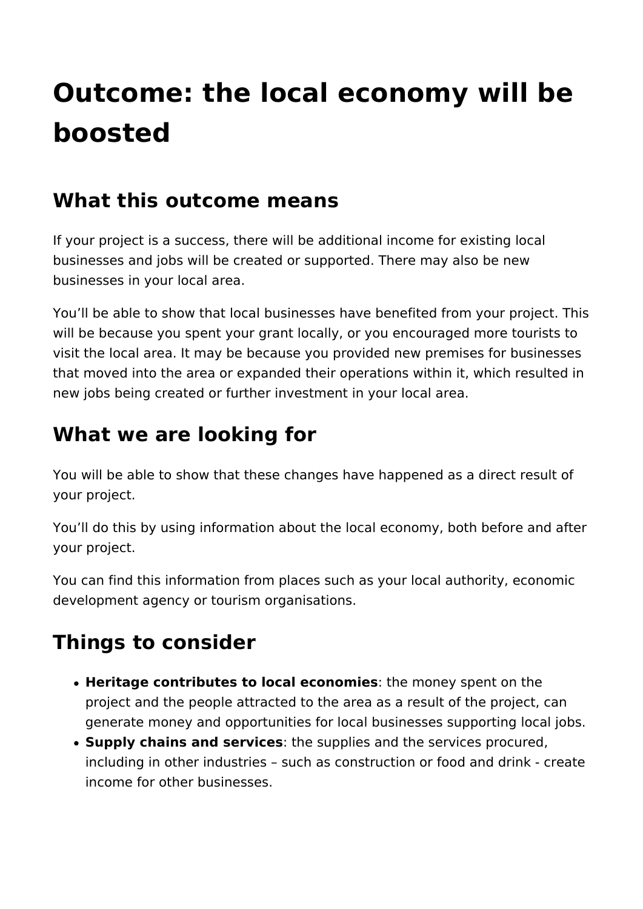# Outcome: the local economy will be boosted

## What this outcome means

If your project is a success, there will be additional income for existing local businesses and jobs will be created or supported. There may also be new businesses in your local area.

You'll be able to show that local businesses have benefited from your project. This will be because you spent your grant locally, or you encouraged more tourists to visit the local area. It may be because you provided new premises for businesses that moved into the area or expanded their operations within it, which resulted in new jobs being created or further investment in your local area.

## What we are looking for

You will be able to show that these changes have happened as a direct result of your project.

You'll do this by using information about the local economy, both before and after your project.

You can find this information from places such as your local authority, economic development agency or tourism organisations.

## Things to consider

- **Heritage contributes to local economies**: the money spent on the project and the people attracted to the area as a result of the project, can generate money and opportunities for local businesses supporting local jobs.
- **Supply chains and services**: the supplies and the services procured, including in other industries – such as construction or food and drink - create income for other businesses.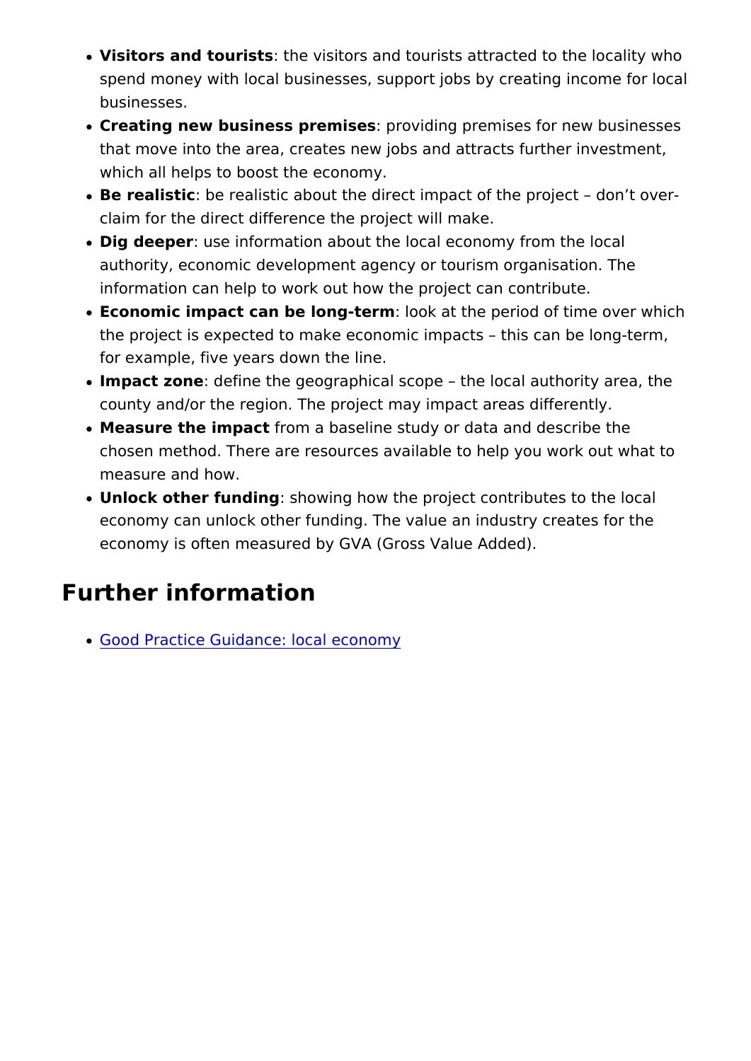- **Visitors and tourists**: the visitors and tourists attracted to the locality who spend money with local businesses, support jobs by creating income for local businesses.
- **Creating new business premises**: providing premises for new businesses that move into the area, creates new jobs and attracts further investment, which all helps to boost the economy.
- **Be realistic**: be realistic about the direct impact of the project – don't over-claim for the direct difference the project will make.
- **Dig deeper**: use information about the local economy from the local authority, economic development agency or tourism organisation. The information can help to work out how the project can contribute.
- **Economic impact can be long-term**: look at the period of time over which the project is expected to make economic impacts – this can be long-term, for example, five years down the line.
- **Impact zone**: define the geographical scope – the local authority area, the county and/or the region. The project may impact areas differently.
- **Measure the impact** from a baseline study or data and describe the chosen method. There are resources available to help you work out what to measure and how.
- **Unlock other funding**: showing how the project contributes to the local economy can unlock other funding. The value an industry creates for the economy is often measured by GVA (Gross Value Added).

## Further information

- Good Practice Guidance: local economy